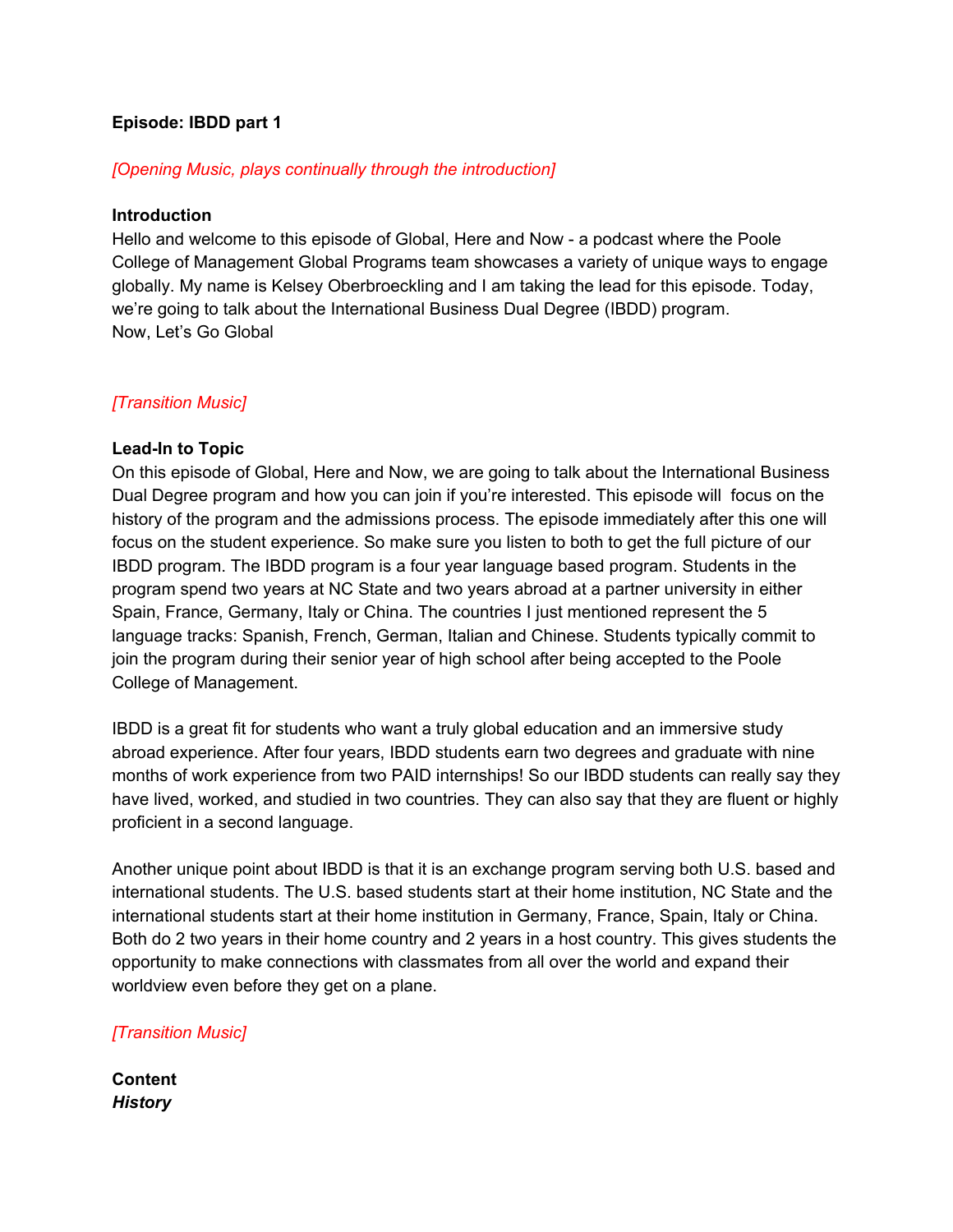**Episode: IBDD part 1**

*[Opening Music, plays continually through the introduction]*

**Introduction**

Hello and welcome to this episode of Global, Here and Now - a podcast where the Poole College of Management Global Programs team showcases a variety of unique ways to engage globally. My name is Kelsey Oberbroeckling and I am taking the lead for this episode. Today, we're going to talk about the International Business Dual Degree (IBDD) program.
Now, Let's Go Global

*[Transition Music]*

**Lead-In to Topic**

On this episode of Global, Here and Now, we are going to talk about the International Business Dual Degree program and how you can join if you're interested. This episode will focus on the history of the program and the admissions process. The episode immediately after this one will focus on the student experience. So make sure you listen to both to get the full picture of our IBDD program. The IBDD program is a four year language based program. Students in the program spend two years at NC State and two years abroad at a partner university in either Spain, France, Germany, Italy or China. The countries I just mentioned represent the 5 language tracks: Spanish, French, German, Italian and Chinese. Students typically commit to join the program during their senior year of high school after being accepted to the Poole College of Management.

IBDD is a great fit for students who want a truly global education and an immersive study abroad experience. After four years, IBDD students earn two degrees and graduate with nine months of work experience from two PAID internships! So our IBDD students can really say they have lived, worked, and studied in two countries. They can also say that they are fluent or highly proficient in a second language.

Another unique point about IBDD is that it is an exchange program serving both U.S. based and international students. The U.S. based students start at their home institution, NC State and the international students start at their home institution in Germany, France, Spain, Italy or China. Both do 2 two years in their home country and 2 years in a host country. This gives students the opportunity to make connections with classmates from all over the world and expand their worldview even before they get on a plane.

*[Transition Music]*

**Content**

***History***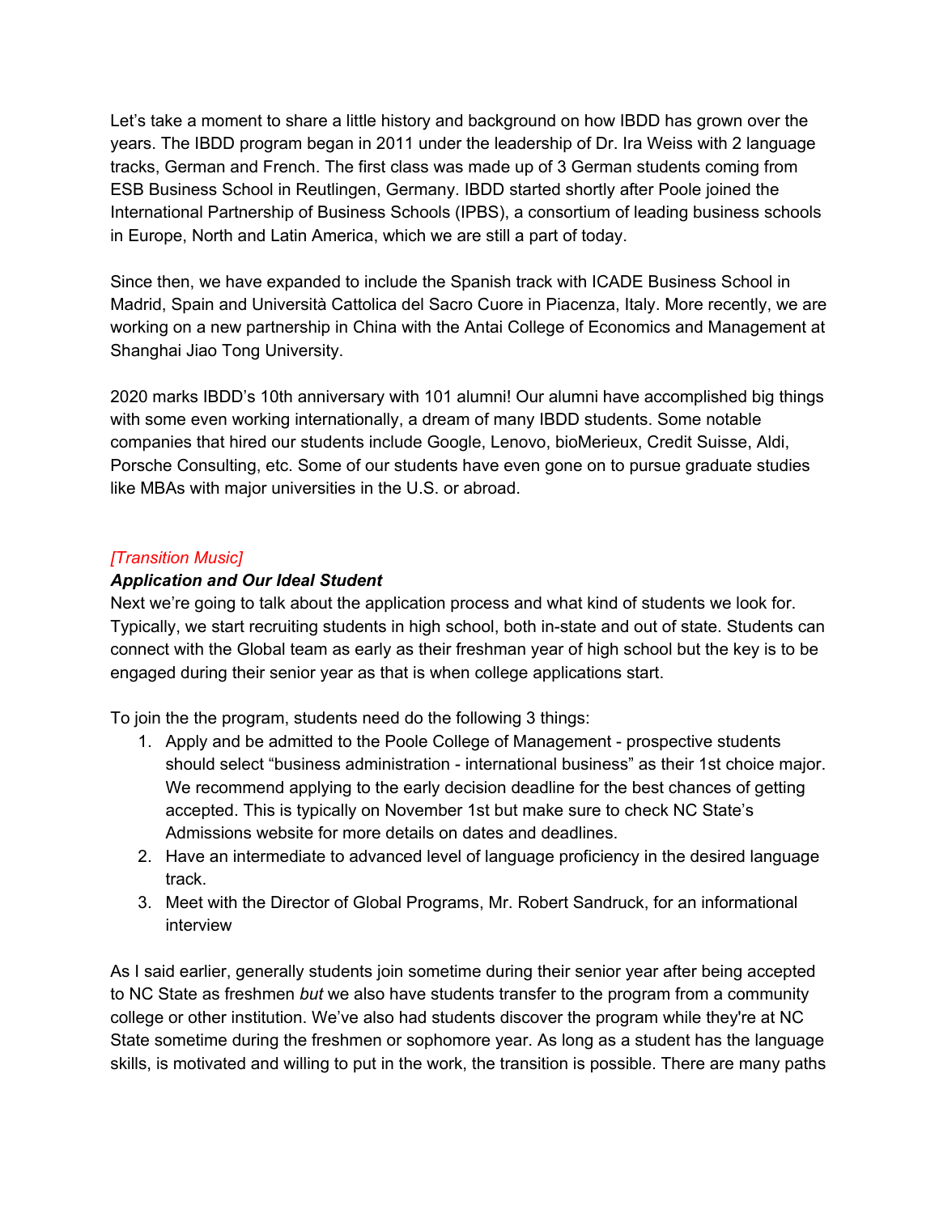Let's take a moment to share a little history and background on how IBDD has grown over the years. The IBDD program began in 2011 under the leadership of Dr. Ira Weiss with 2 language tracks, German and French. The first class was made up of 3 German students coming from ESB Business School in Reutlingen, Germany. IBDD started shortly after Poole joined the International Partnership of Business Schools (IPBS), a consortium of leading business schools in Europe, North and Latin America, which we are still a part of today.

Since then, we have expanded to include the Spanish track with ICADE Business School in Madrid, Spain and Università Cattolica del Sacro Cuore in Piacenza, Italy. More recently, we are working on a new partnership in China with the Antai College of Economics and Management at Shanghai Jiao Tong University.

2020 marks IBDD's 10th anniversary with 101 alumni! Our alumni have accomplished big things with some even working internationally, a dream of many IBDD students. Some notable companies that hired our students include Google, Lenovo, bioMerieux, Credit Suisse, Aldi, Porsche Consulting, etc. Some of our students have even gone on to pursue graduate studies like MBAs with major universities in the U.S. or abroad.

*[Transition Music]*

***Application and Our Ideal Student***

Next we're going to talk about the application process and what kind of students we look for. Typically, we start recruiting students in high school, both in-state and out of state. Students can connect with the Global team as early as their freshman year of high school but the key is to be engaged during their senior year as that is when college applications start.

To join the the program, students need do the following 3 things:

1. Apply and be admitted to the Poole College of Management - prospective students should select "business administration - international business" as their 1st choice major. We recommend applying to the early decision deadline for the best chances of getting accepted. This is typically on November 1st but make sure to check NC State's Admissions website for more details on dates and deadlines.
2. Have an intermediate to advanced level of language proficiency in the desired language track.
3. Meet with the Director of Global Programs, Mr. Robert Sandruck, for an informational interview

As I said earlier, generally students join sometime during their senior year after being accepted to NC State as freshmen *but* we also have students transfer to the program from a community college or other institution. We've also had students discover the program while they're at NC State sometime during the freshmen or sophomore year. As long as a student has the language skills, is motivated and willing to put in the work, the transition is possible. There are many paths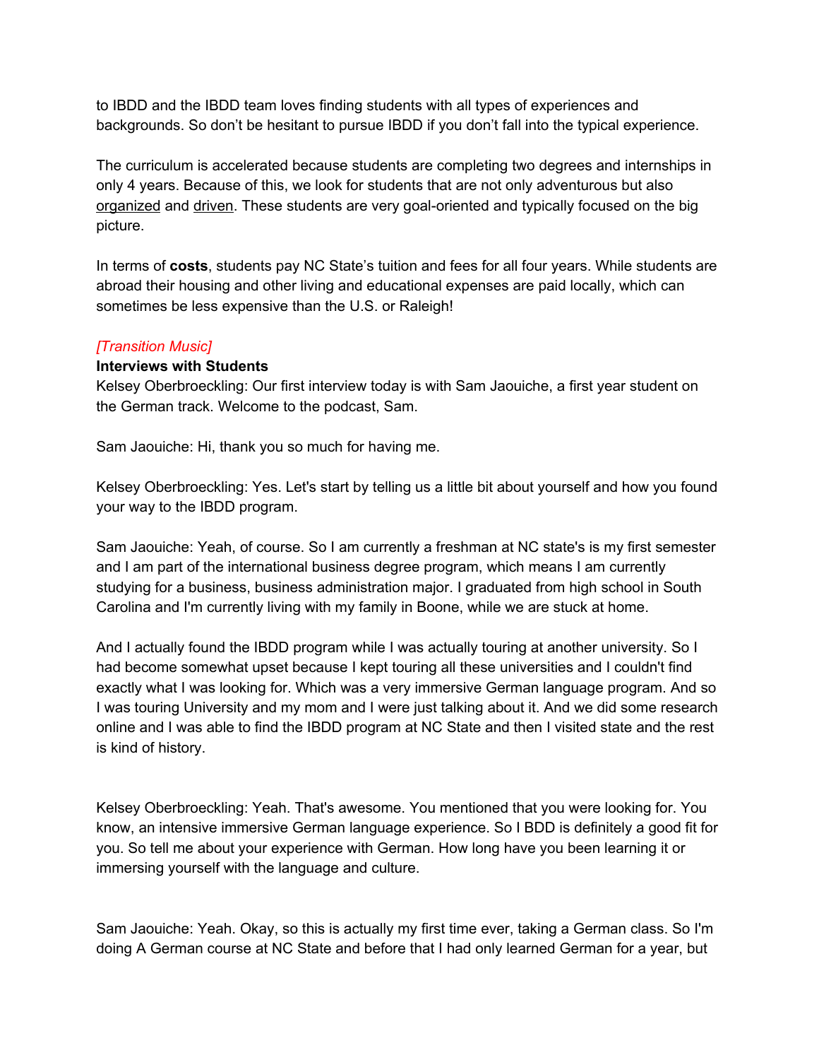to IBDD and the IBDD team loves finding students with all types of experiences and backgrounds. So don't be hesitant to pursue IBDD if you don't fall into the typical experience.

The curriculum is accelerated because students are completing two degrees and internships in only 4 years. Because of this, we look for students that are not only adventurous but also organized and driven. These students are very goal-oriented and typically focused on the big picture.

In terms of **costs**, students pay NC State's tuition and fees for all four years. While students are abroad their housing and other living and educational expenses are paid locally, which can sometimes be less expensive than the U.S. or Raleigh!

*[Transition Music]*

**Interviews with Students**

Kelsey Oberbroeckling: Our first interview today is with Sam Jaouiche, a first year student on the German track. Welcome to the podcast, Sam.

Sam Jaouiche: Hi, thank you so much for having me.

Kelsey Oberbroeckling: Yes. Let's start by telling us a little bit about yourself and how you found your way to the IBDD program.

Sam Jaouiche: Yeah, of course. So I am currently a freshman at NC state's is my first semester and I am part of the international business degree program, which means I am currently studying for a business, business administration major. I graduated from high school in South Carolina and I'm currently living with my family in Boone, while we are stuck at home.

And I actually found the IBDD program while I was actually touring at another university. So I had become somewhat upset because I kept touring all these universities and I couldn't find exactly what I was looking for. Which was a very immersive German language program. And so I was touring University and my mom and I were just talking about it. And we did some research online and I was able to find the IBDD program at NC State and then I visited state and the rest is kind of history.

Kelsey Oberbroeckling: Yeah. That's awesome. You mentioned that you were looking for. You know, an intensive immersive German language experience. So I BDD is definitely a good fit for you. So tell me about your experience with German. How long have you been learning it or immersing yourself with the language and culture.

Sam Jaouiche: Yeah. Okay, so this is actually my first time ever, taking a German class. So I'm doing A German course at NC State and before that I had only learned German for a year, but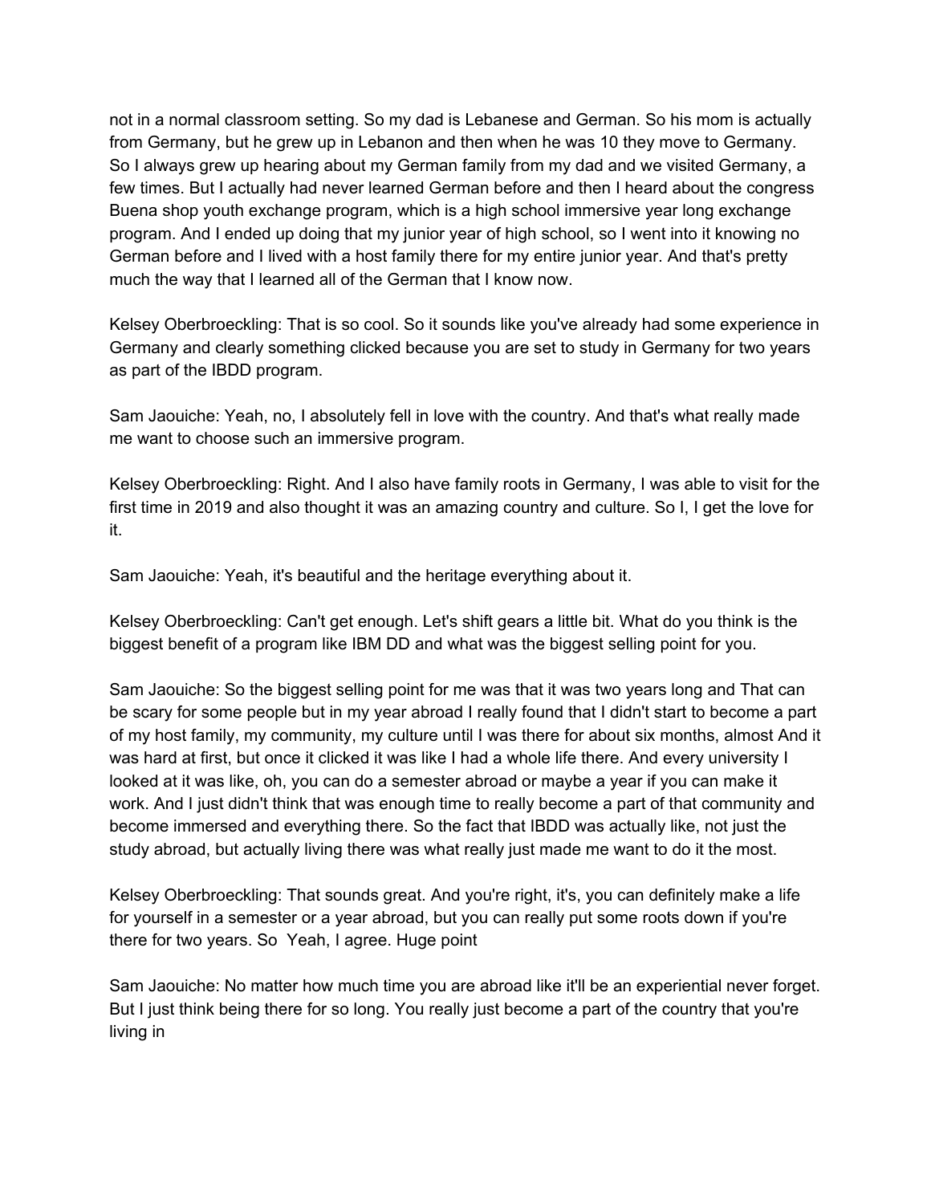not in a normal classroom setting. So my dad is Lebanese and German. So his mom is actually from Germany, but he grew up in Lebanon and then when he was 10 they move to Germany. So I always grew up hearing about my German family from my dad and we visited Germany, a few times. But I actually had never learned German before and then I heard about the congress Buena shop youth exchange program, which is a high school immersive year long exchange program. And I ended up doing that my junior year of high school, so I went into it knowing no German before and I lived with a host family there for my entire junior year. And that's pretty much the way that I learned all of the German that I know now.

Kelsey Oberbroeckling: That is so cool. So it sounds like you've already had some experience in Germany and clearly something clicked because you are set to study in Germany for two years as part of the IBDD program.

Sam Jaouiche: Yeah, no, I absolutely fell in love with the country. And that's what really made me want to choose such an immersive program.

Kelsey Oberbroeckling: Right. And I also have family roots in Germany, I was able to visit for the first time in 2019 and also thought it was an amazing country and culture. So I, I get the love for it.

Sam Jaouiche: Yeah, it's beautiful and the heritage everything about it.

Kelsey Oberbroeckling: Can't get enough. Let's shift gears a little bit. What do you think is the biggest benefit of a program like IBM DD and what was the biggest selling point for you.

Sam Jaouiche: So the biggest selling point for me was that it was two years long and That can be scary for some people but in my year abroad I really found that I didn't start to become a part of my host family, my community, my culture until I was there for about six months, almost And it was hard at first, but once it clicked it was like I had a whole life there. And every university I looked at it was like, oh, you can do a semester abroad or maybe a year if you can make it work. And I just didn't think that was enough time to really become a part of that community and become immersed and everything there. So the fact that IBDD was actually like, not just the study abroad, but actually living there was what really just made me want to do it the most.

Kelsey Oberbroeckling: That sounds great. And you're right, it's, you can definitely make a life for yourself in a semester or a year abroad, but you can really put some roots down if you're there for two years. So  Yeah, I agree. Huge point

Sam Jaouiche: No matter how much time you are abroad like it'll be an experiential never forget. But I just think being there for so long. You really just become a part of the country that you're living in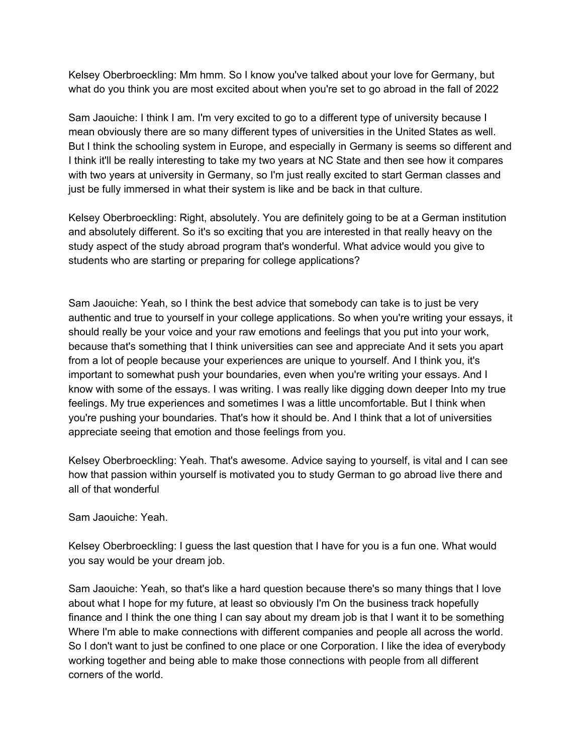Kelsey Oberbroeckling: Mm hmm. So I know you've talked about your love for Germany, but what do you think you are most excited about when you're set to go abroad in the fall of 2022

Sam Jaouiche: I think I am. I'm very excited to go to a different type of university because I mean obviously there are so many different types of universities in the United States as well. But I think the schooling system in Europe, and especially in Germany is seems so different and I think it'll be really interesting to take my two years at NC State and then see how it compares with two years at university in Germany, so I'm just really excited to start German classes and just be fully immersed in what their system is like and be back in that culture.

Kelsey Oberbroeckling: Right, absolutely. You are definitely going to be at a German institution and absolutely different. So it's so exciting that you are interested in that really heavy on the study aspect of the study abroad program that's wonderful. What advice would you give to students who are starting or preparing for college applications?

Sam Jaouiche: Yeah, so I think the best advice that somebody can take is to just be very authentic and true to yourself in your college applications. So when you're writing your essays, it should really be your voice and your raw emotions and feelings that you put into your work, because that's something that I think universities can see and appreciate And it sets you apart from a lot of people because your experiences are unique to yourself. And I think you, it's important to somewhat push your boundaries, even when you're writing your essays. And I know with some of the essays. I was writing. I was really like digging down deeper Into my true feelings. My true experiences and sometimes I was a little uncomfortable. But I think when you're pushing your boundaries. That's how it should be. And I think that a lot of universities appreciate seeing that emotion and those feelings from you.

Kelsey Oberbroeckling: Yeah. That's awesome. Advice saying to yourself, is vital and I can see how that passion within yourself is motivated you to study German to go abroad live there and all of that wonderful

Sam Jaouiche: Yeah.

Kelsey Oberbroeckling: I guess the last question that I have for you is a fun one. What would you say would be your dream job.

Sam Jaouiche: Yeah, so that's like a hard question because there's so many things that I love about what I hope for my future, at least so obviously I'm On the business track hopefully finance and I think the one thing I can say about my dream job is that I want it to be something Where I'm able to make connections with different companies and people all across the world. So I don't want to just be confined to one place or one Corporation. I like the idea of everybody working together and being able to make those connections with people from all different corners of the world.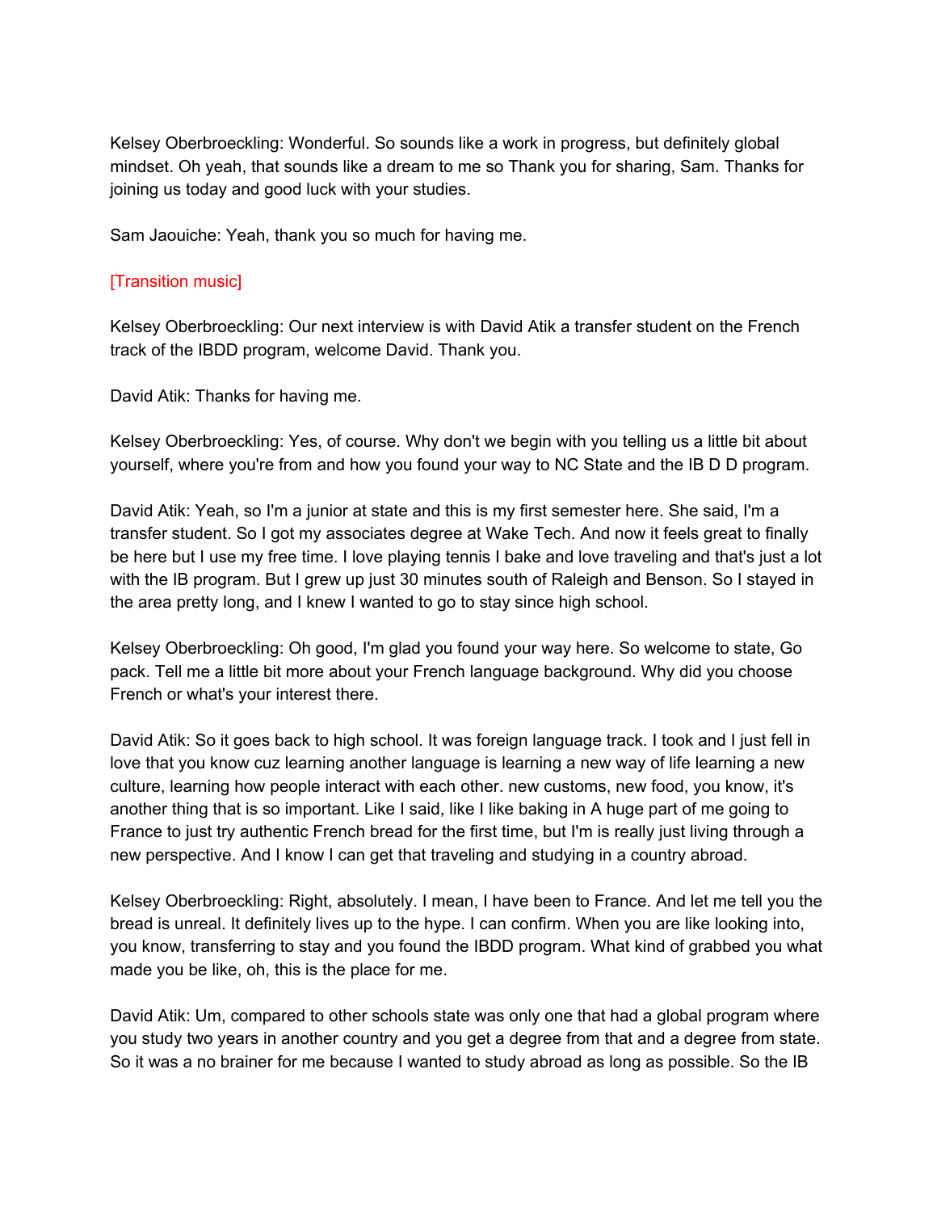Kelsey Oberbroeckling: Wonderful. So sounds like a work in progress, but definitely global mindset. Oh yeah, that sounds like a dream to me so Thank you for sharing, Sam. Thanks for joining us today and good luck with your studies.

Sam Jaouiche: Yeah, thank you so much for having me.

[Transition music]

Kelsey Oberbroeckling: Our next interview is with David Atik a transfer student on the French track of the IBDD program, welcome David. Thank you.

David Atik: Thanks for having me.

Kelsey Oberbroeckling: Yes, of course. Why don't we begin with you telling us a little bit about yourself, where you're from and how you found your way to NC State and the IB D D program.

David Atik: Yeah, so I'm a junior at state and this is my first semester here. She said, I'm a transfer student. So I got my associates degree at Wake Tech. And now it feels great to finally be here but I use my free time. I love playing tennis I bake and love traveling and that's just a lot with the IB program. But I grew up just 30 minutes south of Raleigh and Benson. So I stayed in the area pretty long, and I knew I wanted to go to stay since high school.

Kelsey Oberbroeckling: Oh good, I'm glad you found your way here. So welcome to state, Go pack. Tell me a little bit more about your French language background. Why did you choose French or what's your interest there.

David Atik: So it goes back to high school. It was foreign language track. I took and I just fell in love that you know cuz learning another language is learning a new way of life learning a new culture, learning how people interact with each other. new customs, new food, you know, it's another thing that is so important. Like I said, like I like baking in A huge part of me going to France to just try authentic French bread for the first time, but I'm is really just living through a new perspective. And I know I can get that traveling and studying in a country abroad.

Kelsey Oberbroeckling: Right, absolutely. I mean, I have been to France. And let me tell you the bread is unreal. It definitely lives up to the hype. I can confirm. When you are like looking into, you know, transferring to stay and you found the IBDD program. What kind of grabbed you what made you be like, oh, this is the place for me.

David Atik: Um, compared to other schools state was only one that had a global program where you study two years in another country and you get a degree from that and a degree from state. So it was a no brainer for me because I wanted to study abroad as long as possible. So the IB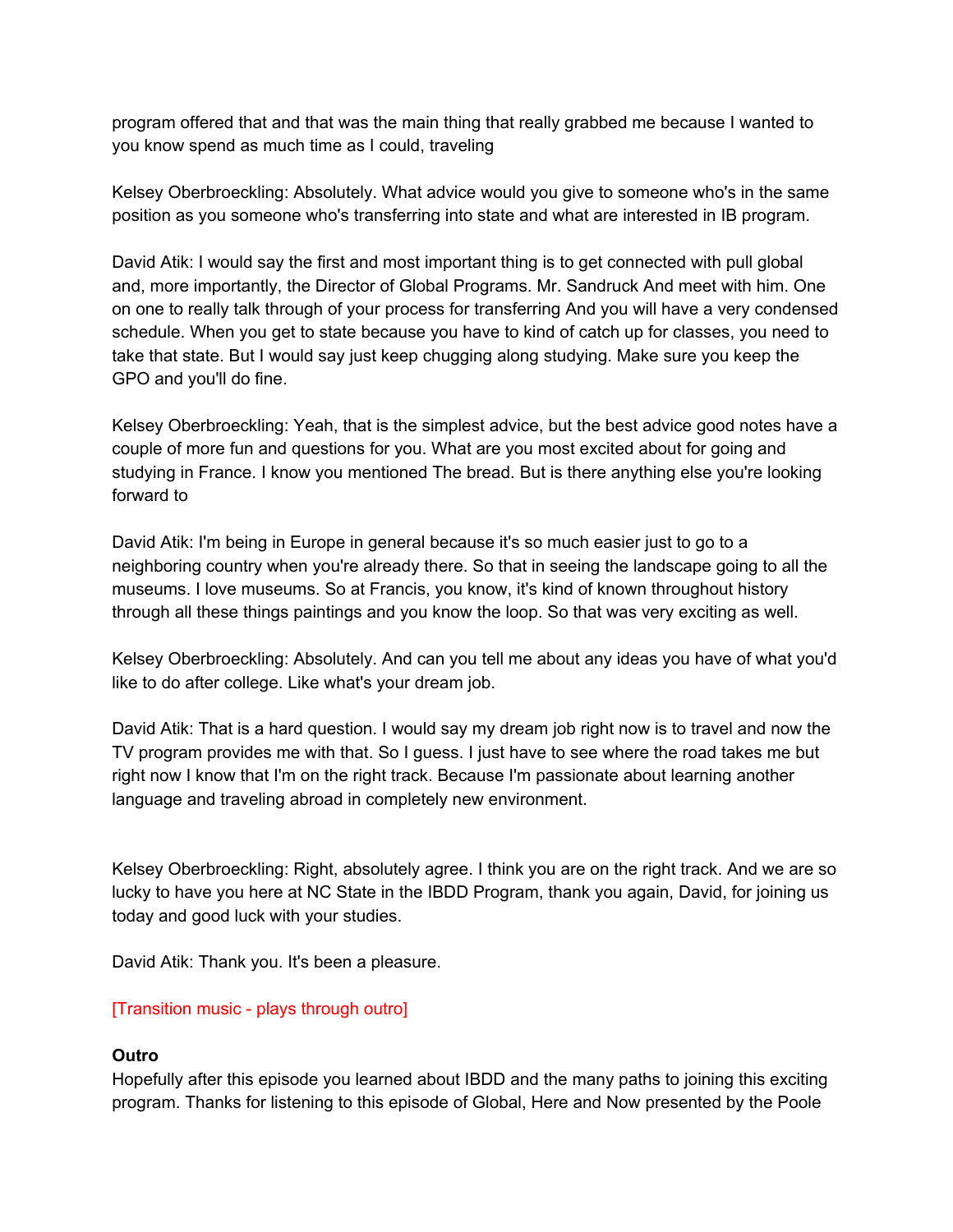program offered that and that was the main thing that really grabbed me because I wanted to you know spend as much time as I could, traveling

Kelsey Oberbroeckling: Absolutely. What advice would you give to someone who's in the same position as you someone who's transferring into state and what are interested in IB program.

David Atik: I would say the first and most important thing is to get connected with pull global and, more importantly, the Director of Global Programs. Mr. Sandruck And meet with him. One on one to really talk through of your process for transferring And you will have a very condensed schedule. When you get to state because you have to kind of catch up for classes, you need to take that state. But I would say just keep chugging along studying. Make sure you keep the GPO and you'll do fine.

Kelsey Oberbroeckling: Yeah, that is the simplest advice, but the best advice good notes have a couple of more fun and questions for you. What are you most excited about for going and studying in France. I know you mentioned The bread. But is there anything else you're looking forward to

David Atik: I'm being in Europe in general because it's so much easier just to go to a neighboring country when you're already there. So that in seeing the landscape going to all the museums. I love museums. So at Francis, you know, it's kind of known throughout history through all these things paintings and you know the loop. So that was very exciting as well.

Kelsey Oberbroeckling: Absolutely. And can you tell me about any ideas you have of what you'd like to do after college. Like what's your dream job.

David Atik: That is a hard question. I would say my dream job right now is to travel and now the TV program provides me with that. So I guess. I just have to see where the road takes me but right now I know that I'm on the right track. Because I'm passionate about learning another language and traveling abroad in completely new environment.

Kelsey Oberbroeckling: Right, absolutely agree. I think you are on the right track. And we are so lucky to have you here at NC State in the IBDD Program, thank you again, David, for joining us today and good luck with your studies.

David Atik: Thank you. It's been a pleasure.

[Transition music - plays through outro]

**Outro**

Hopefully after this episode you learned about IBDD and the many paths to joining this exciting program. Thanks for listening to this episode of Global, Here and Now presented by the Poole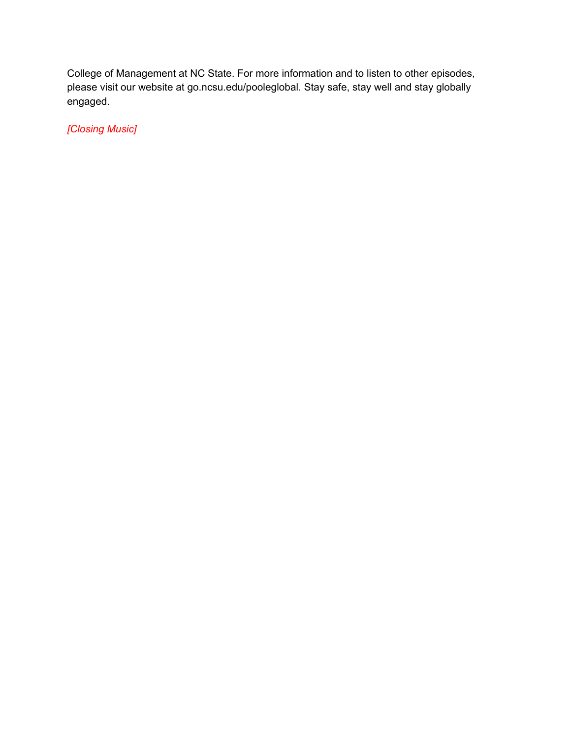College of Management at NC State. For more information and to listen to other episodes, please visit our website at go.ncsu.edu/pooleglobal. Stay safe, stay well and stay globally engaged.

*[Closing Music]*